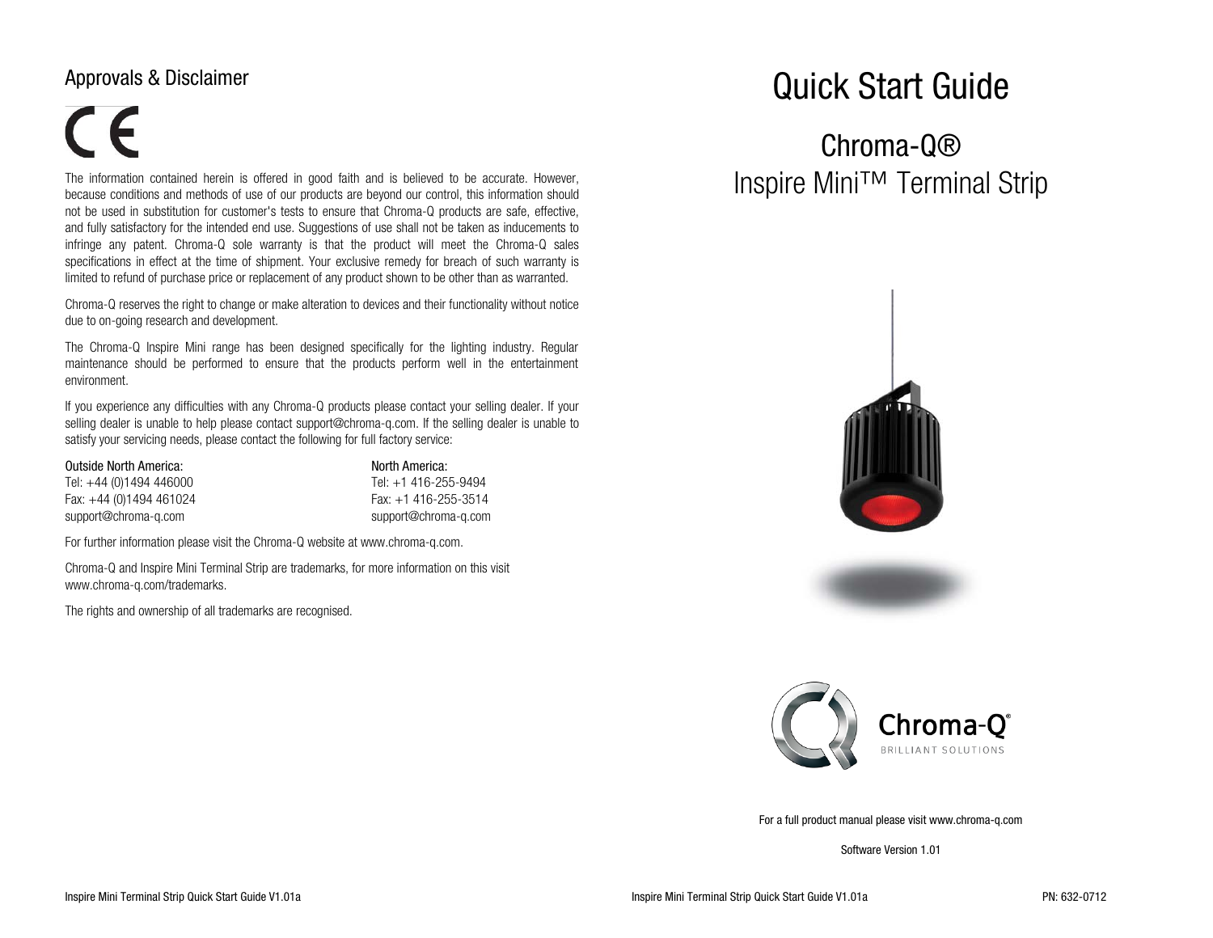## Approvals & Disclaimer

CE

The information contained herein is offered in good faith and is believed to be accurate. However, because conditions and methods of use of our products are beyond our control, this information should not be used in substitution for customer's tests to ensure that Chroma-Q products are safe, effective, and fully satisfactory for the intended end use. Suggestions of use shall not be taken as inducements to infringe any patent. Chroma-Q sole warranty is that the product will meet the Chroma-Q sales specifications in effect at the time of shipment. Your exclusive remedy for breach of such warranty is limited to refund of purchase price or replacement of any product shown to be other than as warranted.

Chroma-Q reserves the right to change or make alteration to devices and their functionality without notice due to on-going research and development.

The Chroma-Q Inspire Mini range has been designed specifically for the lighting industry. Regular maintenance should be performed to ensure that the products perform well in the entertainment environment.

If you experience any difficulties with any Chroma-Q products please contact your selling dealer. If your selling dealer is unable to help please contact support@chroma-q.com. If the selling dealer is unable to satisfy your servicing needs, please contact the following for full factory service:

Outside North America:
Tel: +44 (0)1494 446000
Fax: +44 (0)1494 461024
support@chroma-q.com

North America:
Tel: +1 416-255-9494
Fax: +1 416-255-3514
support@chroma-q.com

For further information please visit the Chroma-Q website at www.chroma-q.com.

Chroma-Q and Inspire Mini Terminal Strip are trademarks, for more information on this visit www.chroma-q.com/trademarks.

The rights and ownership of all trademarks are recognised.

# Quick Start Guide

## Chroma-Q®
## Inspire Mini™ Terminal Strip

Chroma-Q®
BRILLIANT SOLUTIONS

For a full product manual please visit www.chroma-q.com

Software Version 1.01

PN: 632-0712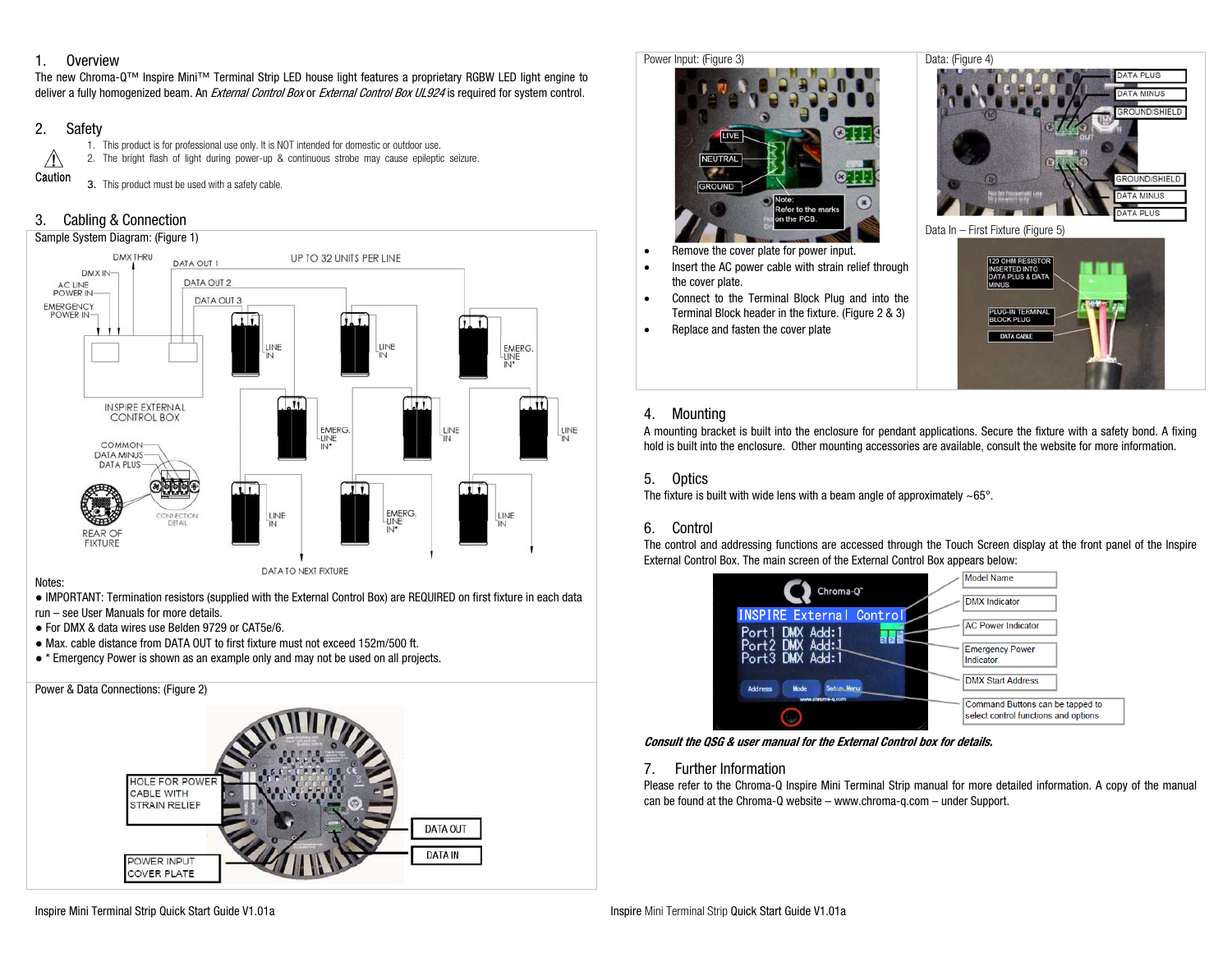## 1. Overview

The new Chroma-Q™ Inspire Mini™ Terminal Strip LED house light features a proprietary RGBW LED light engine to deliver a fully homogenized beam. An *External Control Box* or *External Control Box UL924* is required for system control.

## 2. Safety

Caution

1. This product is for professional use only. It is NOT intended for domestic or outdoor use.
2. The bright flash of light during power-up & continuous strobe may cause epileptic seizure.
3. This product must be used with a safety cable.

## 3. Cabling & Connection

Sample System Diagram: (Figure 1)

DMX THRU
DMX IN
AC LINE POWER IN
EMERGENCY POWER IN
DATA OUT 1
DATA OUT 2
DATA OUT 3
UP TO 32 UNITS PER LINE
LINE IN
EMERG. LINE IN*
INSPIRE EXTERNAL CONTROL BOX
COMMON
DATA MINUS
DATA PLUS
CONNECTION DETAIL
REAR OF FIXTURE
DATA TO NEXT FIXTURE

Notes:

- IMPORTANT: Termination resistors (supplied with the External Control Box) are REQUIRED on first fixture in each data run – see User Manuals for more details.
- For DMX & data wires use Belden 9729 or CAT5e/6.
- Max. cable distance from DATA OUT to first fixture must not exceed 152m/500 ft.
- \* Emergency Power is shown as an example only and may not be used on all projects.

Power & Data Connections: (Figure 2)

HOLE FOR POWER CABLE WITH STRAIN RELIEF
POWER INPUT COVER PLATE
DATA OUT
DATA IN

Power Input: (Figure 3)

LIVE
NEUTRAL
GROUND
Note: Refer to the marks on the PCB.

- Remove the cover plate for power input.
- Insert the AC power cable with strain relief through the cover plate.
- Connect to the Terminal Block Plug and into the Terminal Block header in the fixture. (Figure 2 & 3)
- Replace and fasten the cover plate

Data: (Figure 4)

DATA PLUS
DATA MINUS
GROUND/SHIELD
GROUND/SHIELD
DATA MINUS
DATA PLUS

Data In – First Fixture (Figure 5)

120 OHM RESISTOR INSERTED INTO DATA PLUS & DATA MINUS
PLUG-IN TERMINAL BLOCK PLUG
DATA CABLE

## 4. Mounting

A mounting bracket is built into the enclosure for pendant applications. Secure the fixture with a safety bond. A fixing hold is built into the enclosure. Other mounting accessories are available, consult the website for more information.

## 5. Optics

The fixture is built with wide lens with a beam angle of approximately ~65°.

## 6. Control

The control and addressing functions are accessed through the Touch Screen display at the front panel of the Inspire External Control Box. The main screen of the External Control Box appears below:

Chroma-Q
INSPIRE External Control
Port1 DMX Add:1
Port2 DMX Add:1
Port3 DMX Add:1
Address
Mode
Set-up Menu
www.chroma-q.com

Model Name
DMX Indicator
AC Power Indicator
Emergency Power Indicator
DMX Start Address
Command Buttons can be tapped to select control functions and options

***Consult the QSG & user manual for the External Control box for details.***

## 7. Further Information

Please refer to the Chroma-Q Inspire Mini Terminal Strip manual for more detailed information. A copy of the manual can be found at the Chroma-Q website – www.chroma-q.com – under Support.